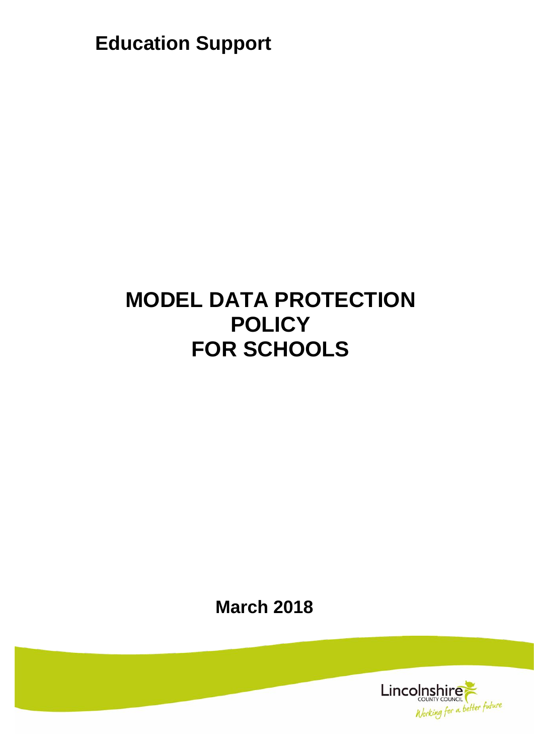**Education Support**

# MODEL DATA PROTECTION POLICY FOR SCHOOLS

**March 2018**

Lincolnshire COUNTY COUNCIL

*Working for a better future*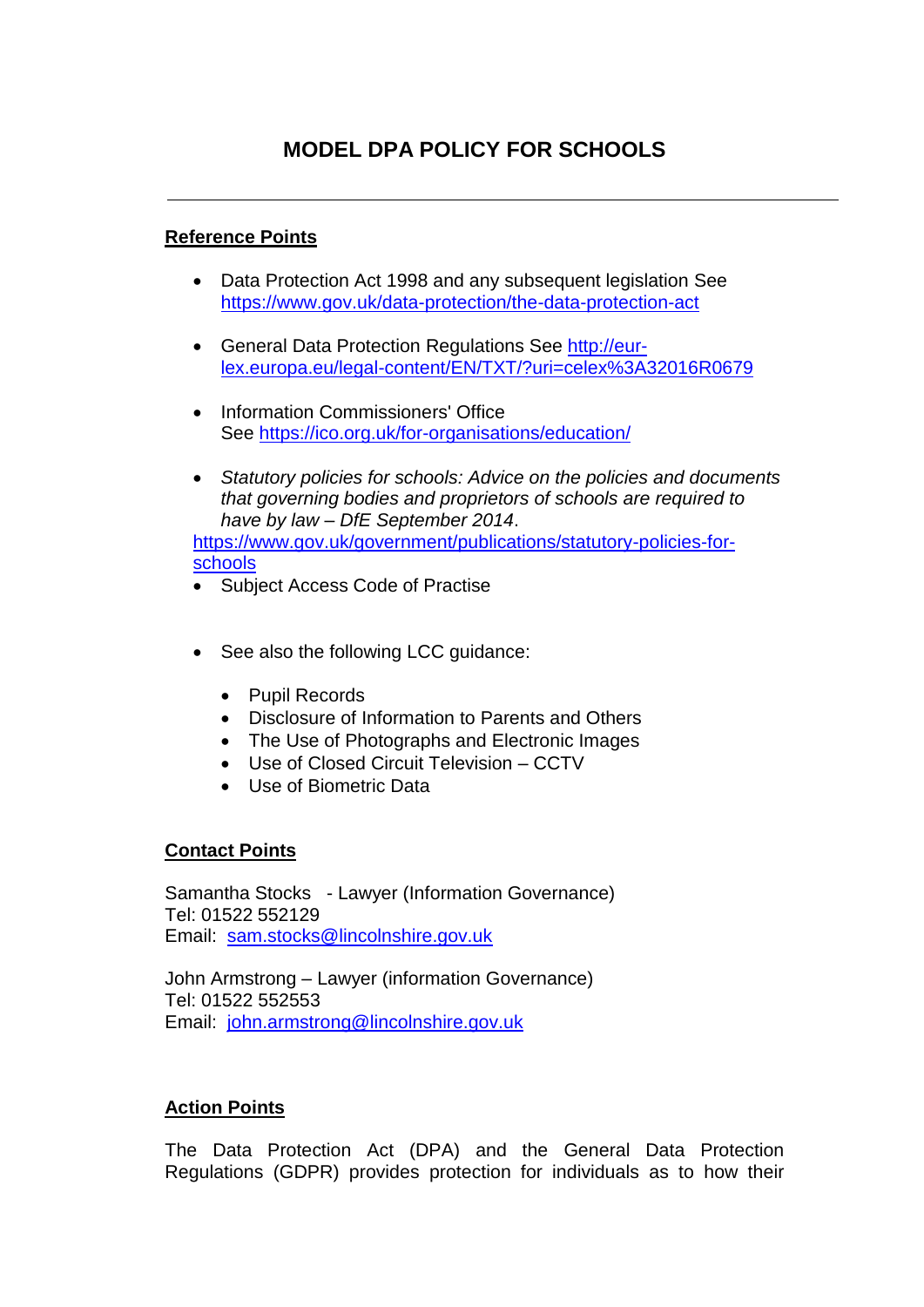# MODEL DPA POLICY FOR SCHOOLS

---

## Reference Points

- Data Protection Act 1998 and any subsequent legislation See https://www.gov.uk/data-protection/the-data-protection-act

- General Data Protection Regulations See http://eur-lex.europa.eu/legal-content/EN/TXT/?uri=celex%3A32016R0679

- Information Commissioners' Office See https://ico.org.uk/for-organisations/education/

- *Statutory policies for schools: Advice on the policies and documents that governing bodies and proprietors of schools are required to have by law – DfE September 2014*. https://www.gov.uk/government/publications/statutory-policies-for-schools
- Subject Access Code of Practise

- See also the following LCC guidance:
  - Pupil Records
  - Disclosure of Information to Parents and Others
  - The Use of Photographs and Electronic Images
  - Use of Closed Circuit Television – CCTV
  - Use of Biometric Data

## Contact Points

Samantha Stocks - Lawyer (Information Governance)
Tel: 01522 552129
Email: sam.stocks@lincolnshire.gov.uk

John Armstrong – Lawyer (information Governance)
Tel: 01522 552553
Email: john.armstrong@lincolnshire.gov.uk

## Action Points

The Data Protection Act (DPA) and the General Data Protection Regulations (GDPR) provides protection for individuals as to how their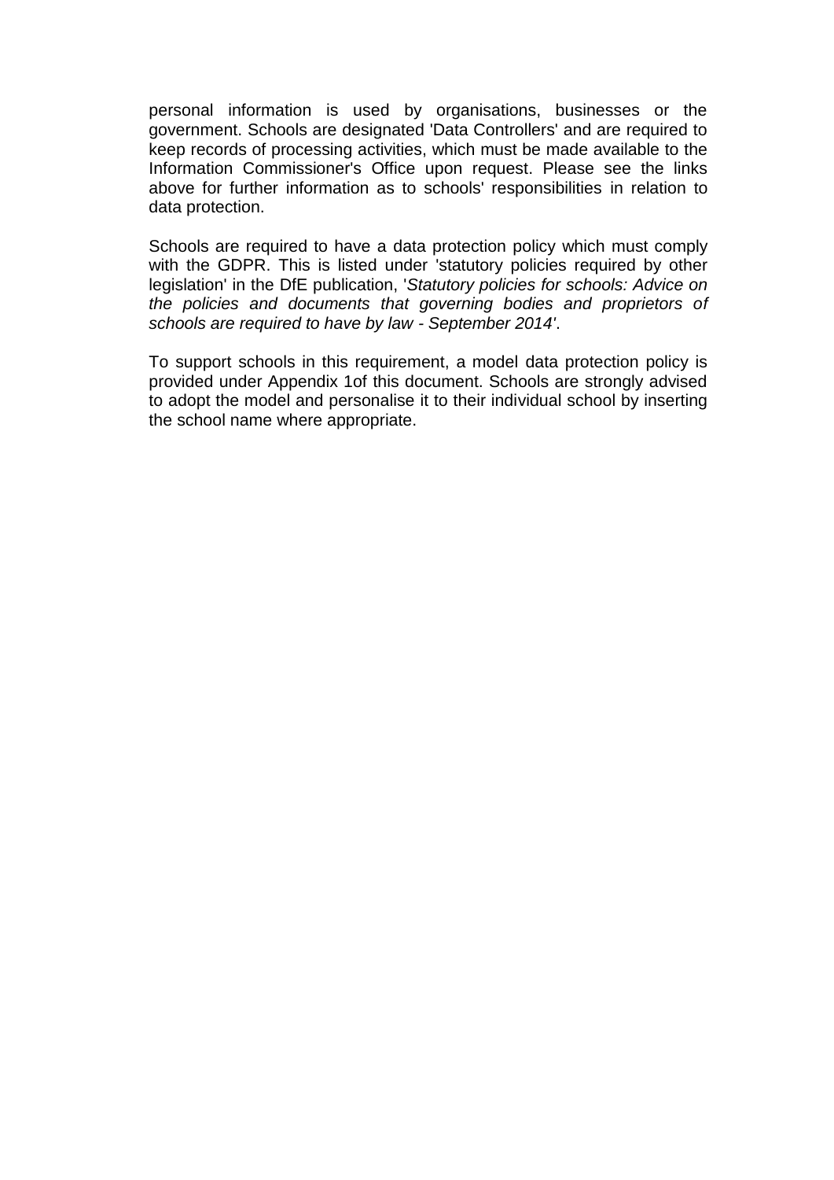personal information is used by organisations, businesses or the government. Schools are designated 'Data Controllers' and are required to keep records of processing activities, which must be made available to the Information Commissioner's Office upon request. Please see the links above for further information as to schools' responsibilities in relation to data protection.

Schools are required to have a data protection policy which must comply with the GDPR. This is listed under 'statutory policies required by other legislation' in the DfE publication, '*Statutory policies for schools: Advice on the policies and documents that governing bodies and proprietors of schools are required to have by law - September 2014'*.

To support schools in this requirement, a model data protection policy is provided under Appendix 1of this document. Schools are strongly advised to adopt the model and personalise it to their individual school by inserting the school name where appropriate.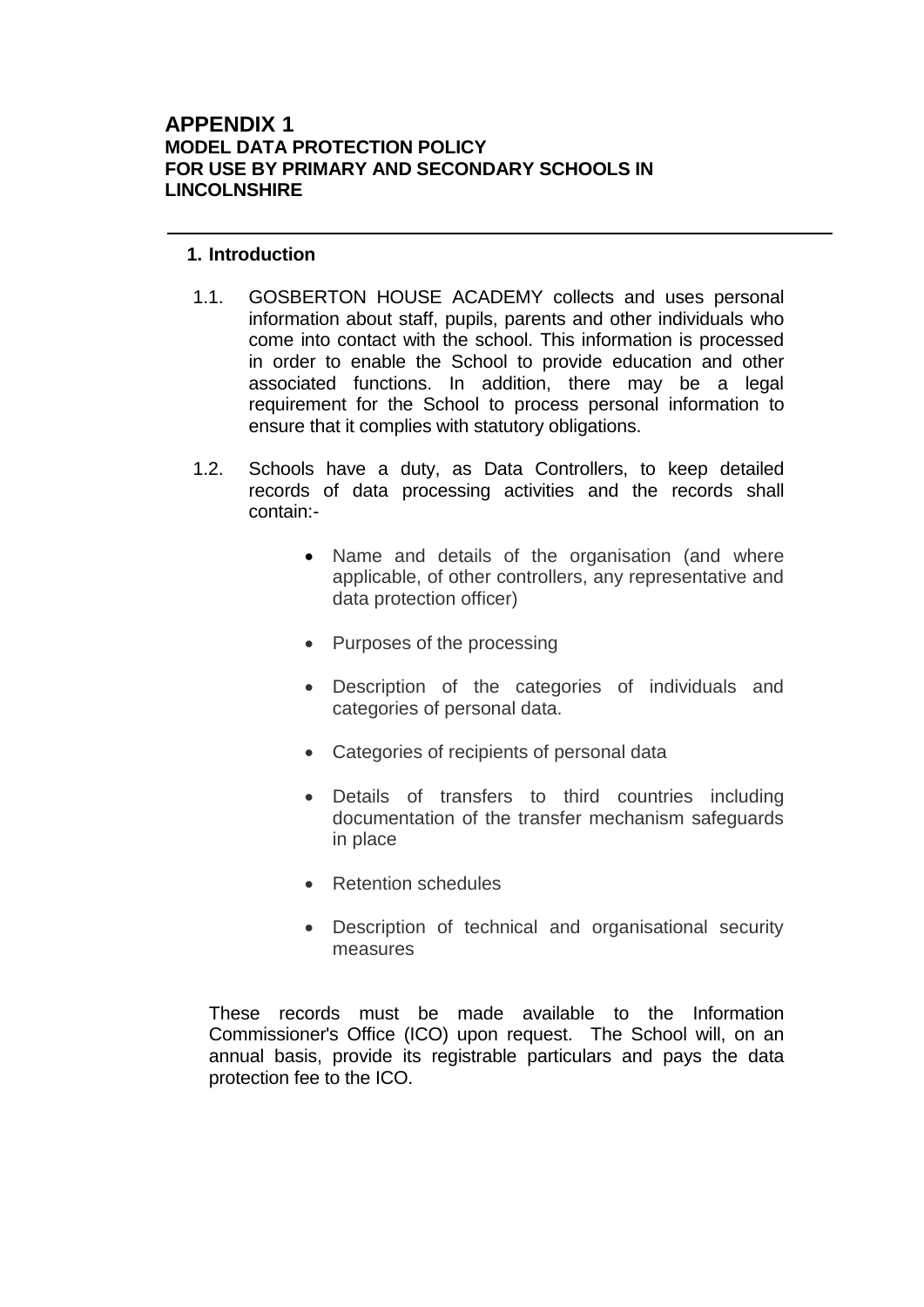## APPENDIX 1

**MODEL DATA PROTECTION POLICY**
**FOR USE BY PRIMARY AND SECONDARY SCHOOLS IN LINCOLNSHIRE**

---

### 1. Introduction

1.1. GOSBERTON HOUSE ACADEMY collects and uses personal information about staff, pupils, parents and other individuals who come into contact with the school. This information is processed in order to enable the School to provide education and other associated functions. In addition, there may be a legal requirement for the School to process personal information to ensure that it complies with statutory obligations.

1.2. Schools have a duty, as Data Controllers, to keep detailed records of data processing activities and the records shall contain:-

- Name and details of the organisation (and where applicable, of other controllers, any representative and data protection officer)
- Purposes of the processing
- Description of the categories of individuals and categories of personal data.
- Categories of recipients of personal data
- Details of transfers to third countries including documentation of the transfer mechanism safeguards in place
- Retention schedules
- Description of technical and organisational security measures

These records must be made available to the Information Commissioner's Office (ICO) upon request. The School will, on an annual basis, provide its registrable particulars and pays the data protection fee to the ICO.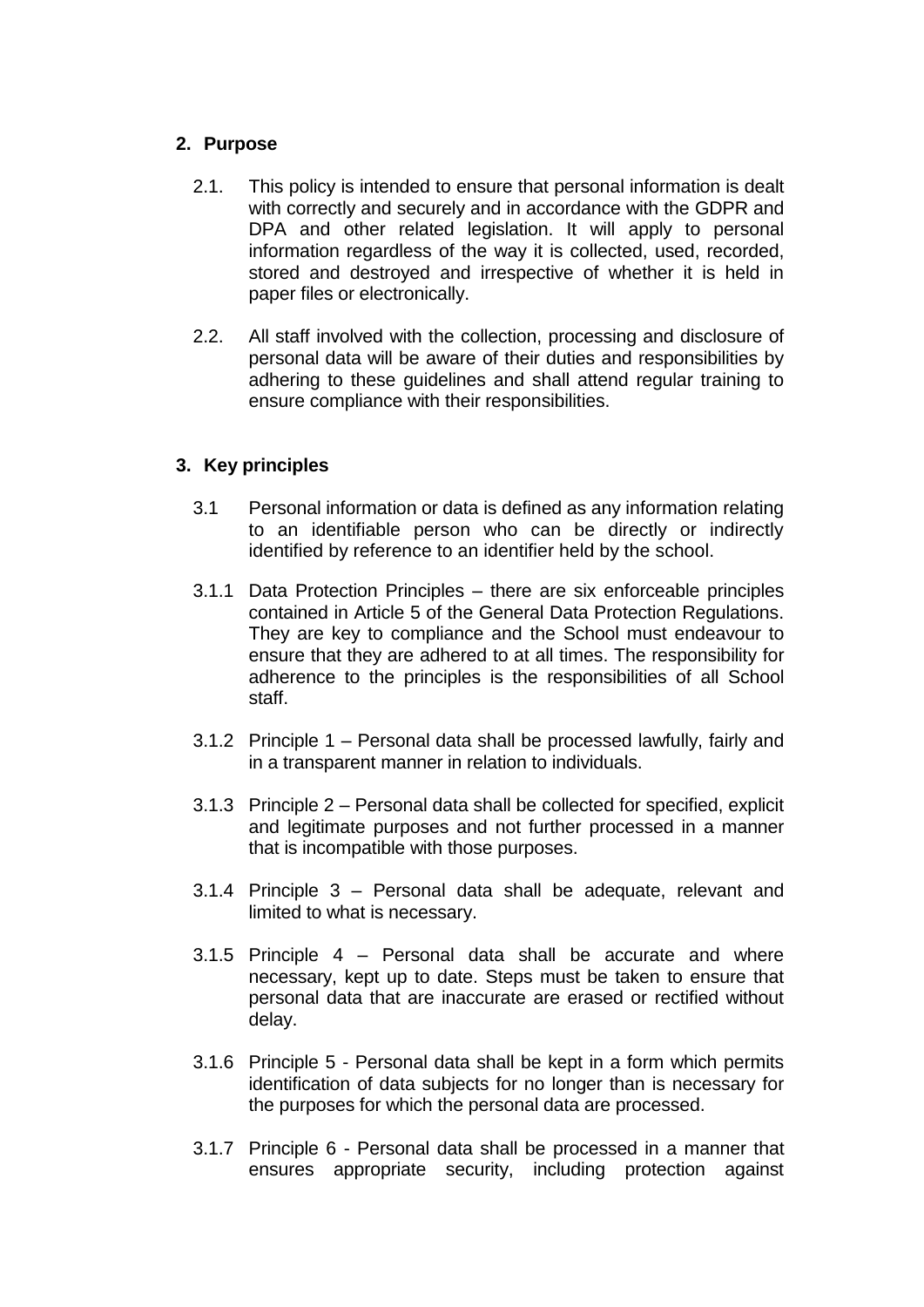## 2. Purpose

2.1. This policy is intended to ensure that personal information is dealt with correctly and securely and in accordance with the GDPR and DPA and other related legislation. It will apply to personal information regardless of the way it is collected, used, recorded, stored and destroyed and irrespective of whether it is held in paper files or electronically.

2.2. All staff involved with the collection, processing and disclosure of personal data will be aware of their duties and responsibilities by adhering to these guidelines and shall attend regular training to ensure compliance with their responsibilities.

## 3. Key principles

3.1 Personal information or data is defined as any information relating to an identifiable person who can be directly or indirectly identified by reference to an identifier held by the school.

3.1.1 Data Protection Principles – there are six enforceable principles contained in Article 5 of the General Data Protection Regulations. They are key to compliance and the School must endeavour to ensure that they are adhered to at all times. The responsibility for adherence to the principles is the responsibilities of all School staff.

3.1.2 Principle 1 – Personal data shall be processed lawfully, fairly and in a transparent manner in relation to individuals.

3.1.3 Principle 2 – Personal data shall be collected for specified, explicit and legitimate purposes and not further processed in a manner that is incompatible with those purposes.

3.1.4 Principle 3 – Personal data shall be adequate, relevant and limited to what is necessary.

3.1.5 Principle 4 – Personal data shall be accurate and where necessary, kept up to date. Steps must be taken to ensure that personal data that are inaccurate are erased or rectified without delay.

3.1.6 Principle 5 - Personal data shall be kept in a form which permits identification of data subjects for no longer than is necessary for the purposes for which the personal data are processed.

3.1.7 Principle 6 - Personal data shall be processed in a manner that ensures appropriate security, including protection against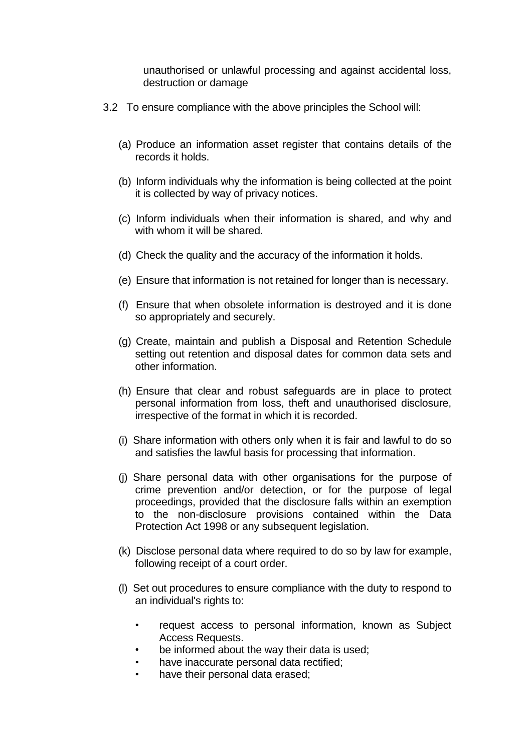unauthorised or unlawful processing and against accidental loss, destruction or damage

3.2 To ensure compliance with the above principles the School will:

(a) Produce an information asset register that contains details of the records it holds.

(b) Inform individuals why the information is being collected at the point it is collected by way of privacy notices.

(c) Inform individuals when their information is shared, and why and with whom it will be shared.

(d) Check the quality and the accuracy of the information it holds.

(e) Ensure that information is not retained for longer than is necessary.

(f) Ensure that when obsolete information is destroyed and it is done so appropriately and securely.

(g) Create, maintain and publish a Disposal and Retention Schedule setting out retention and disposal dates for common data sets and other information.

(h) Ensure that clear and robust safeguards are in place to protect personal information from loss, theft and unauthorised disclosure, irrespective of the format in which it is recorded.

(i) Share information with others only when it is fair and lawful to do so and satisfies the lawful basis for processing that information.

(j) Share personal data with other organisations for the purpose of crime prevention and/or detection, or for the purpose of legal proceedings, provided that the disclosure falls within an exemption to the non-disclosure provisions contained within the Data Protection Act 1998 or any subsequent legislation.

(k) Disclose personal data where required to do so by law for example, following receipt of a court order.

(l) Set out procedures to ensure compliance with the duty to respond to an individual's rights to:

- request access to personal information, known as Subject Access Requests.
- be informed about the way their data is used;
- have inaccurate personal data rectified;
- have their personal data erased;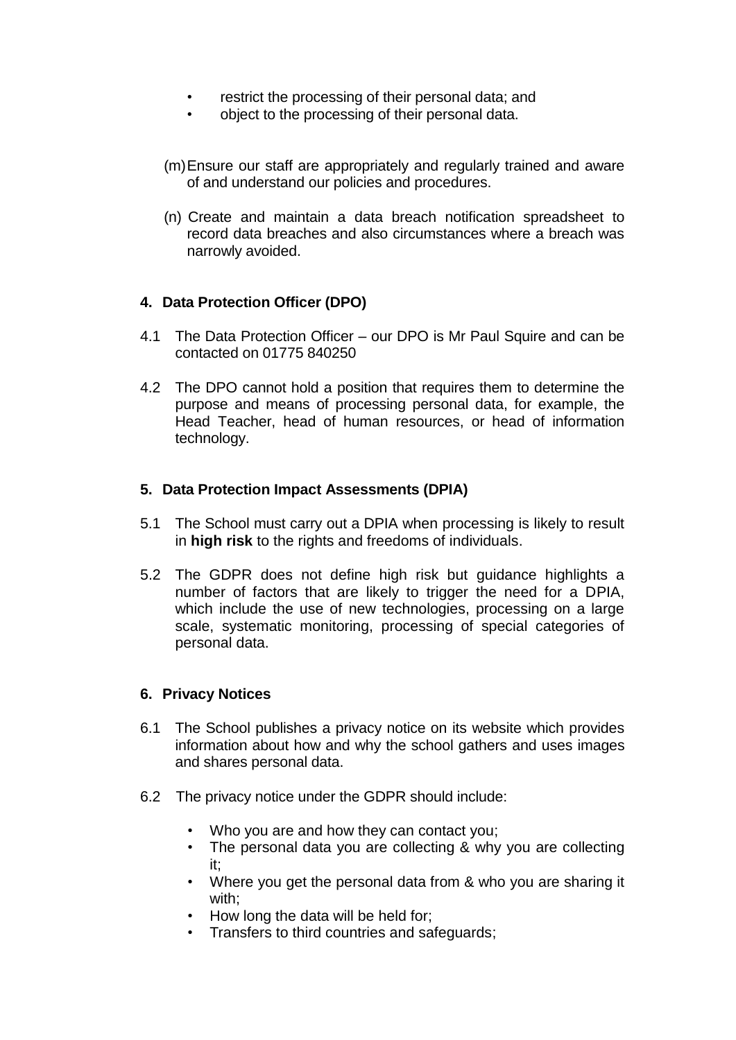- restrict the processing of their personal data; and
- object to the processing of their personal data.

(m) Ensure our staff are appropriately and regularly trained and aware of and understand our policies and procedures.

(n) Create and maintain a data breach notification spreadsheet to record data breaches and also circumstances where a breach was narrowly avoided.

## 4. Data Protection Officer (DPO)

4.1 The Data Protection Officer – our DPO is Mr Paul Squire and can be contacted on 01775 840250

4.2 The DPO cannot hold a position that requires them to determine the purpose and means of processing personal data, for example, the Head Teacher, head of human resources, or head of information technology.

## 5. Data Protection Impact Assessments (DPIA)

5.1 The School must carry out a DPIA when processing is likely to result in **high risk** to the rights and freedoms of individuals.

5.2 The GDPR does not define high risk but guidance highlights a number of factors that are likely to trigger the need for a DPIA, which include the use of new technologies, processing on a large scale, systematic monitoring, processing of special categories of personal data.

## 6. Privacy Notices

6.1 The School publishes a privacy notice on its website which provides information about how and why the school gathers and uses images and shares personal data.

6.2 The privacy notice under the GDPR should include:

- Who you are and how they can contact you;
- The personal data you are collecting & why you are collecting it;
- Where you get the personal data from & who you are sharing it with;
- How long the data will be held for;
- Transfers to third countries and safeguards;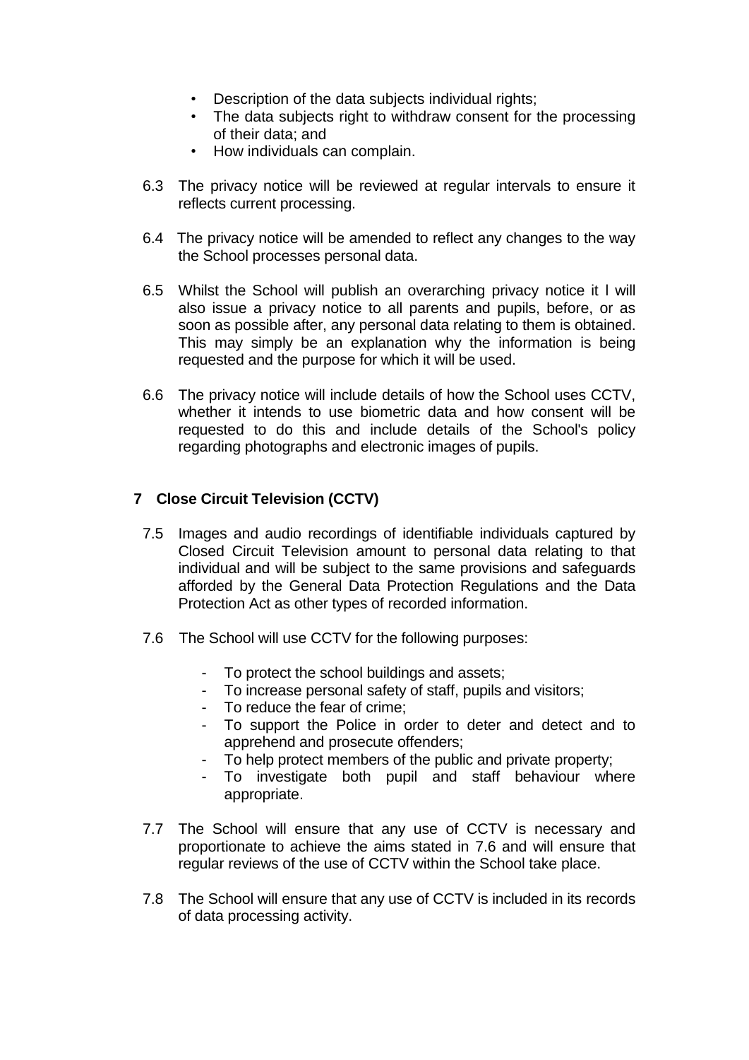- Description of the data subjects individual rights;
- The data subjects right to withdraw consent for the processing of their data; and
- How individuals can complain.

6.3 The privacy notice will be reviewed at regular intervals to ensure it reflects current processing.

6.4 The privacy notice will be amended to reflect any changes to the way the School processes personal data.

6.5 Whilst the School will publish an overarching privacy notice it l will also issue a privacy notice to all parents and pupils, before, or as soon as possible after, any personal data relating to them is obtained. This may simply be an explanation why the information is being requested and the purpose for which it will be used.

6.6 The privacy notice will include details of how the School uses CCTV, whether it intends to use biometric data and how consent will be requested to do this and include details of the School's policy regarding photographs and electronic images of pupils.

## 7 Close Circuit Television (CCTV)

7.5 Images and audio recordings of identifiable individuals captured by Closed Circuit Television amount to personal data relating to that individual and will be subject to the same provisions and safeguards afforded by the General Data Protection Regulations and the Data Protection Act as other types of recorded information.

7.6 The School will use CCTV for the following purposes:

- To protect the school buildings and assets;
- To increase personal safety of staff, pupils and visitors;
- To reduce the fear of crime;
- To support the Police in order to deter and detect and to apprehend and prosecute offenders;
- To help protect members of the public and private property;
- To investigate both pupil and staff behaviour where appropriate.

7.7 The School will ensure that any use of CCTV is necessary and proportionate to achieve the aims stated in 7.6 and will ensure that regular reviews of the use of CCTV within the School take place.

7.8 The School will ensure that any use of CCTV is included in its records of data processing activity.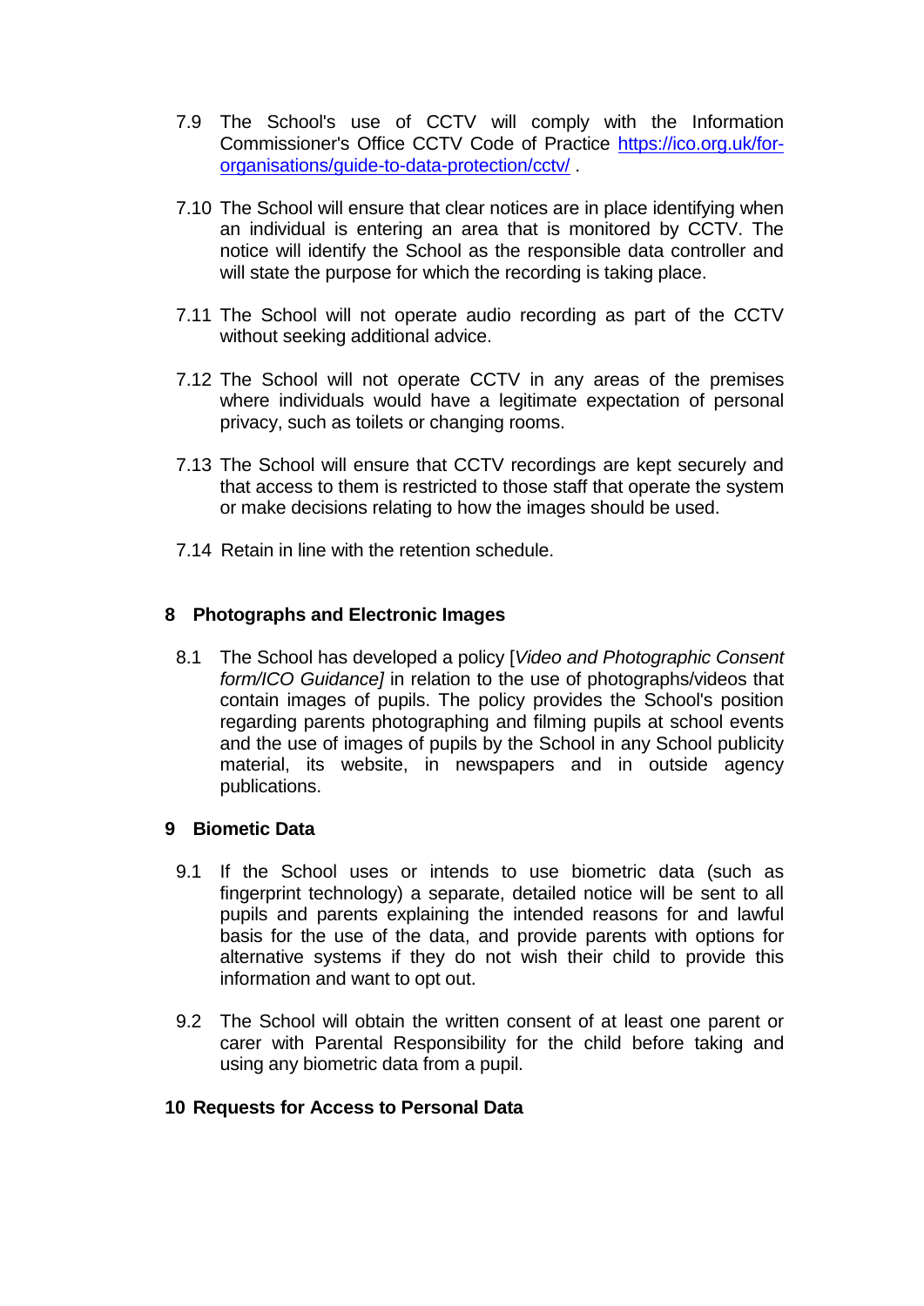7.9 The School's use of CCTV will comply with the Information Commissioner's Office CCTV Code of Practice [https://ico.org.uk/for-organisations/guide-to-data-protection/cctv/](https://ico.org.uk/for-organisations/guide-to-data-protection/cctv/) .

7.10 The School will ensure that clear notices are in place identifying when an individual is entering an area that is monitored by CCTV. The notice will identify the School as the responsible data controller and will state the purpose for which the recording is taking place.

7.11 The School will not operate audio recording as part of the CCTV without seeking additional advice.

7.12 The School will not operate CCTV in any areas of the premises where individuals would have a legitimate expectation of personal privacy, such as toilets or changing rooms.

7.13 The School will ensure that CCTV recordings are kept securely and that access to them is restricted to those staff that operate the system or make decisions relating to how the images should be used.

7.14 Retain in line with the retention schedule.

## 8 Photographs and Electronic Images

8.1 The School has developed a policy [*Video and Photographic Consent form/ICO Guidance]* in relation to the use of photographs/videos that contain images of pupils. The policy provides the School's position regarding parents photographing and filming pupils at school events and the use of images of pupils by the School in any School publicity material, its website, in newspapers and in outside agency publications.

## 9 Biometic Data

9.1 If the School uses or intends to use biometric data (such as fingerprint technology) a separate, detailed notice will be sent to all pupils and parents explaining the intended reasons for and lawful basis for the use of the data, and provide parents with options for alternative systems if they do not wish their child to provide this information and want to opt out.

9.2 The School will obtain the written consent of at least one parent or carer with Parental Responsibility for the child before taking and using any biometric data from a pupil.

## 10 Requests for Access to Personal Data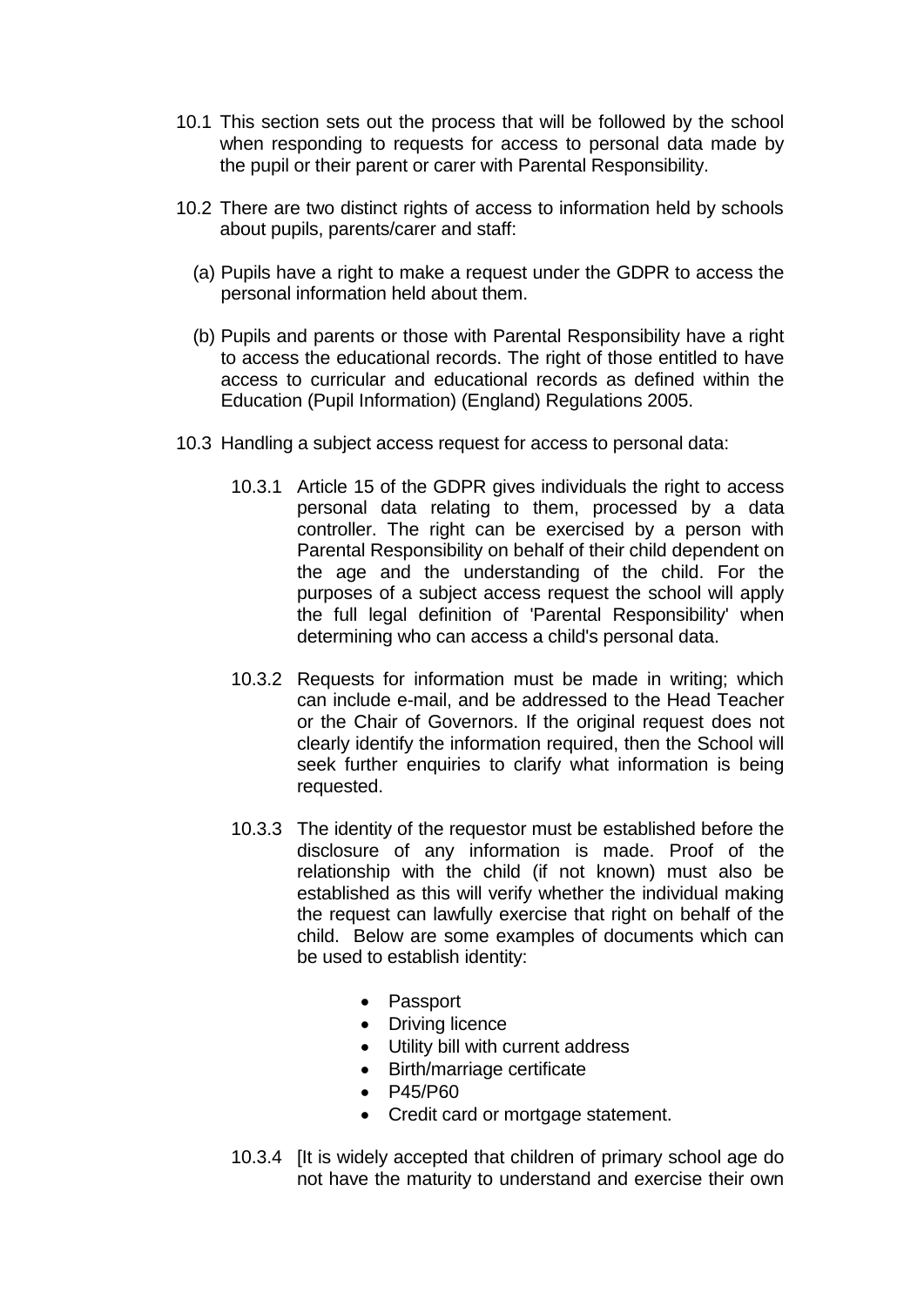10.1 This section sets out the process that will be followed by the school when responding to requests for access to personal data made by the pupil or their parent or carer with Parental Responsibility.

10.2 There are two distinct rights of access to information held by schools about pupils, parents/carer and staff:

(a) Pupils have a right to make a request under the GDPR to access the personal information held about them.

(b) Pupils and parents or those with Parental Responsibility have a right to access the educational records. The right of those entitled to have access to curricular and educational records as defined within the Education (Pupil Information) (England) Regulations 2005.

10.3 Handling a subject access request for access to personal data:

10.3.1 Article 15 of the GDPR gives individuals the right to access personal data relating to them, processed by a data controller. The right can be exercised by a person with Parental Responsibility on behalf of their child dependent on the age and the understanding of the child. For the purposes of a subject access request the school will apply the full legal definition of 'Parental Responsibility' when determining who can access a child's personal data.

10.3.2 Requests for information must be made in writing; which can include e-mail, and be addressed to the Head Teacher or the Chair of Governors. If the original request does not clearly identify the information required, then the School will seek further enquiries to clarify what information is being requested.

10.3.3 The identity of the requestor must be established before the disclosure of any information is made. Proof of the relationship with the child (if not known) must also be established as this will verify whether the individual making the request can lawfully exercise that right on behalf of the child. Below are some examples of documents which can be used to establish identity:

- Passport
- Driving licence
- Utility bill with current address
- Birth/marriage certificate
- P45/P60
- Credit card or mortgage statement.

10.3.4 [It is widely accepted that children of primary school age do not have the maturity to understand and exercise their own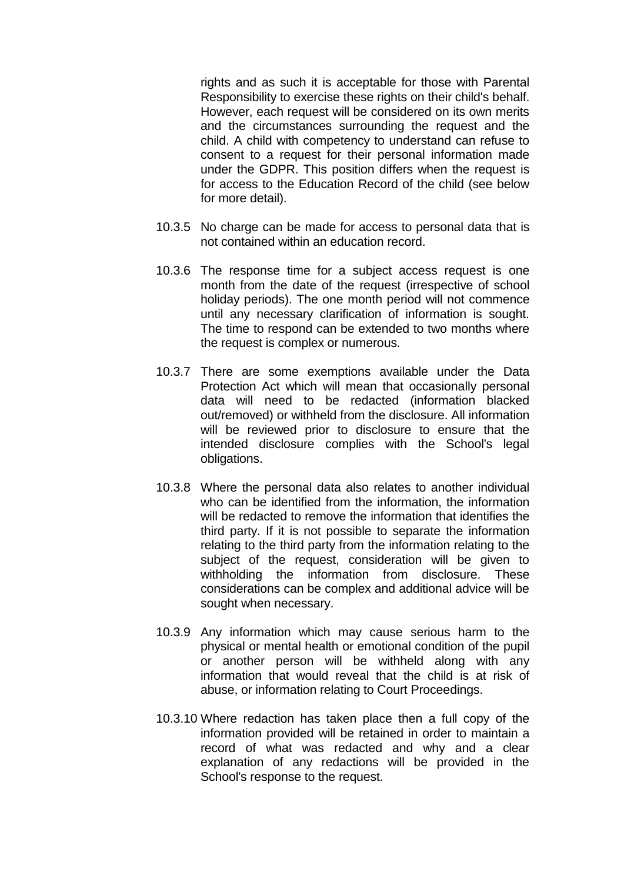rights and as such it is acceptable for those with Parental Responsibility to exercise these rights on their child's behalf. However, each request will be considered on its own merits and the circumstances surrounding the request and the child. A child with competency to understand can refuse to consent to a request for their personal information made under the GDPR. This position differs when the request is for access to the Education Record of the child (see below for more detail).

10.3.5 No charge can be made for access to personal data that is not contained within an education record.

10.3.6 The response time for a subject access request is one month from the date of the request (irrespective of school holiday periods). The one month period will not commence until any necessary clarification of information is sought. The time to respond can be extended to two months where the request is complex or numerous.

10.3.7 There are some exemptions available under the Data Protection Act which will mean that occasionally personal data will need to be redacted (information blacked out/removed) or withheld from the disclosure. All information will be reviewed prior to disclosure to ensure that the intended disclosure complies with the School's legal obligations.

10.3.8 Where the personal data also relates to another individual who can be identified from the information, the information will be redacted to remove the information that identifies the third party. If it is not possible to separate the information relating to the third party from the information relating to the subject of the request, consideration will be given to withholding the information from disclosure. These considerations can be complex and additional advice will be sought when necessary.

10.3.9 Any information which may cause serious harm to the physical or mental health or emotional condition of the pupil or another person will be withheld along with any information that would reveal that the child is at risk of abuse, or information relating to Court Proceedings.

10.3.10 Where redaction has taken place then a full copy of the information provided will be retained in order to maintain a record of what was redacted and why and a clear explanation of any redactions will be provided in the School's response to the request.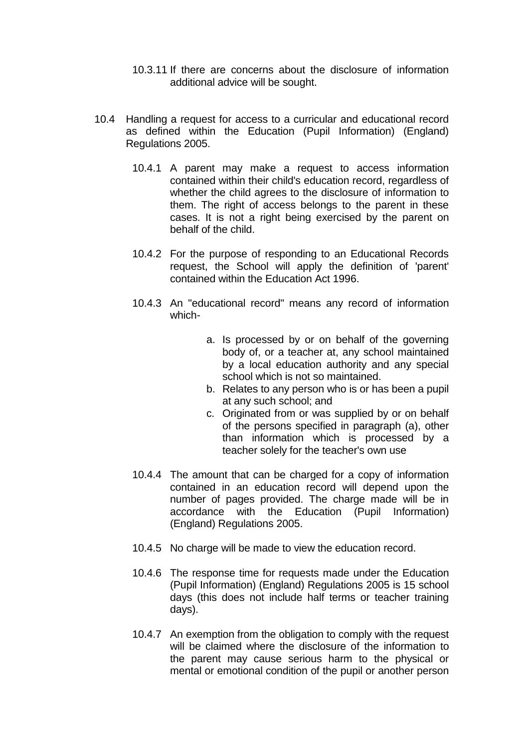10.3.11 If there are concerns about the disclosure of information additional advice will be sought.

10.4 Handling a request for access to a curricular and educational record as defined within the Education (Pupil Information) (England) Regulations 2005.

10.4.1 A parent may make a request to access information contained within their child's education record, regardless of whether the child agrees to the disclosure of information to them. The right of access belongs to the parent in these cases. It is not a right being exercised by the parent on behalf of the child.

10.4.2 For the purpose of responding to an Educational Records request, the School will apply the definition of 'parent' contained within the Education Act 1996.

10.4.3 An "educational record" means any record of information which-

a. Is processed by or on behalf of the governing body of, or a teacher at, any school maintained by a local education authority and any special school which is not so maintained.
b. Relates to any person who is or has been a pupil at any such school; and
c. Originated from or was supplied by or on behalf of the persons specified in paragraph (a), other than information which is processed by a teacher solely for the teacher's own use

10.4.4 The amount that can be charged for a copy of information contained in an education record will depend upon the number of pages provided. The charge made will be in accordance with the Education (Pupil Information) (England) Regulations 2005.

10.4.5 No charge will be made to view the education record.

10.4.6 The response time for requests made under the Education (Pupil Information) (England) Regulations 2005 is 15 school days (this does not include half terms or teacher training days).

10.4.7 An exemption from the obligation to comply with the request will be claimed where the disclosure of the information to the parent may cause serious harm to the physical or mental or emotional condition of the pupil or another person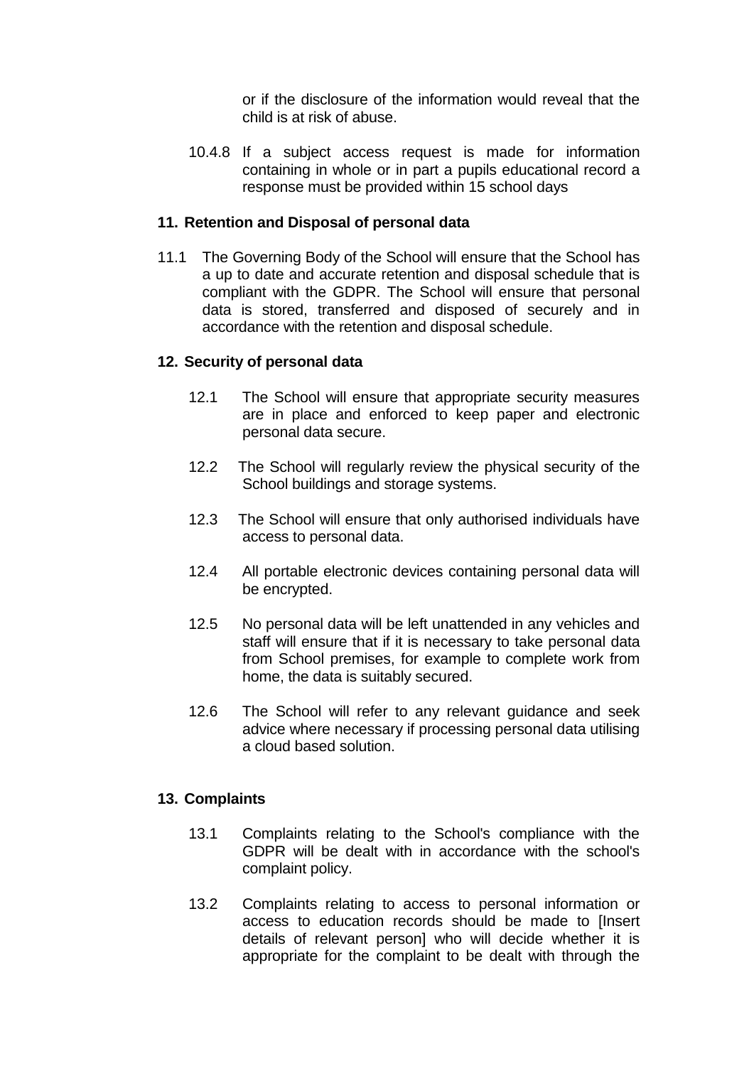or if the disclosure of the information would reveal that the child is at risk of abuse.

10.4.8 If a subject access request is made for information containing in whole or in part a pupils educational record a response must be provided within 15 school days

## 11. Retention and Disposal of personal data

11.1 The Governing Body of the School will ensure that the School has a up to date and accurate retention and disposal schedule that is compliant with the GDPR. The School will ensure that personal data is stored, transferred and disposed of securely and in accordance with the retention and disposal schedule.

## 12. Security of personal data

12.1 The School will ensure that appropriate security measures are in place and enforced to keep paper and electronic personal data secure.

12.2 The School will regularly review the physical security of the School buildings and storage systems.

12.3 The School will ensure that only authorised individuals have access to personal data.

12.4 All portable electronic devices containing personal data will be encrypted.

12.5 No personal data will be left unattended in any vehicles and staff will ensure that if it is necessary to take personal data from School premises, for example to complete work from home, the data is suitably secured.

12.6 The School will refer to any relevant guidance and seek advice where necessary if processing personal data utilising a cloud based solution.

## 13. Complaints

13.1 Complaints relating to the School's compliance with the GDPR will be dealt with in accordance with the school's complaint policy.

13.2 Complaints relating to access to personal information or access to education records should be made to [Insert details of relevant person] who will decide whether it is appropriate for the complaint to be dealt with through the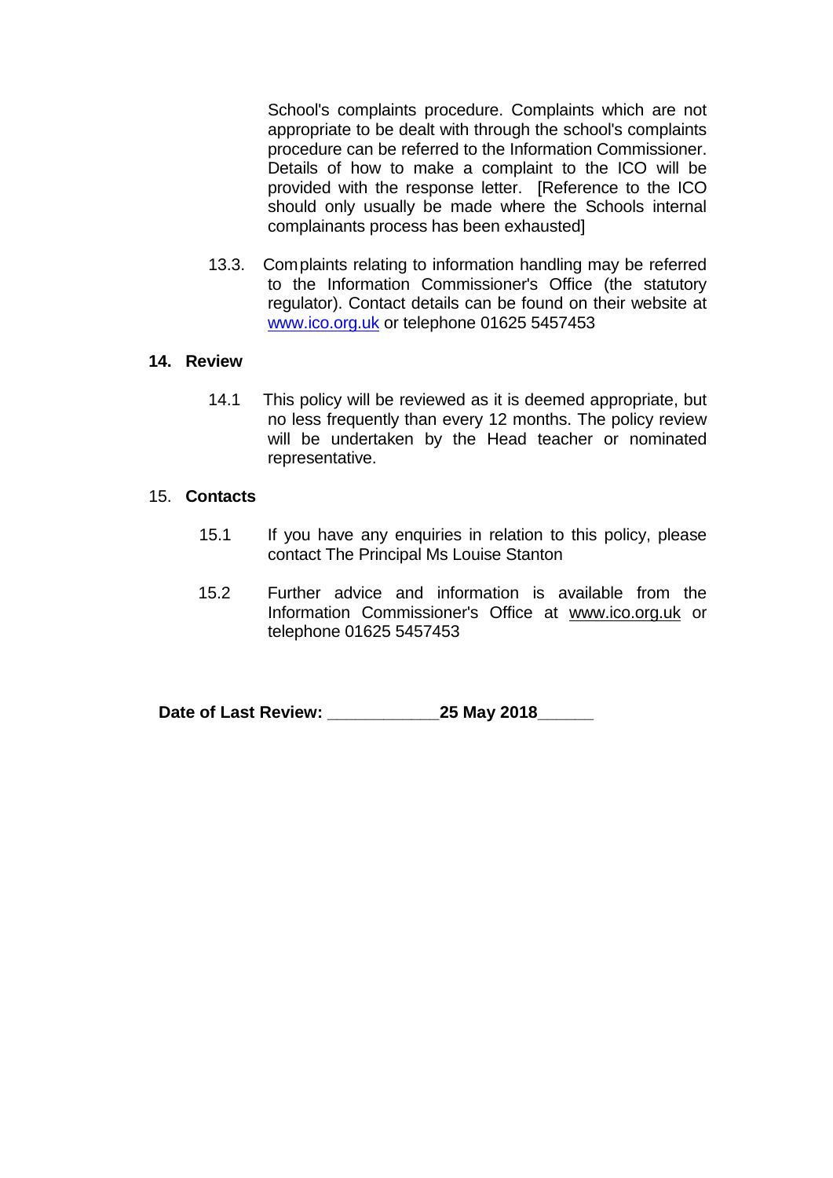School's complaints procedure. Complaints which are not appropriate to be dealt with through the school's complaints procedure can be referred to the Information Commissioner. Details of how to make a complaint to the ICO will be provided with the response letter. [Reference to the ICO should only usually be made where the Schools internal complainants process has been exhausted]

13.3. Complaints relating to information handling may be referred to the Information Commissioner's Office (the statutory regulator). Contact details can be found on their website at www.ico.org.uk or telephone 01625 5457453

## 14. Review

14.1 This policy will be reviewed as it is deemed appropriate, but no less frequently than every 12 months. The policy review will be undertaken by the Head teacher or nominated representative.

## 15. Contacts

15.1 If you have any enquiries in relation to this policy, please contact The Principal Ms Louise Stanton

15.2 Further advice and information is available from the Information Commissioner's Office at www.ico.org.uk or telephone 01625 5457453

**Date of Last Review: ____________25 May 2018______**